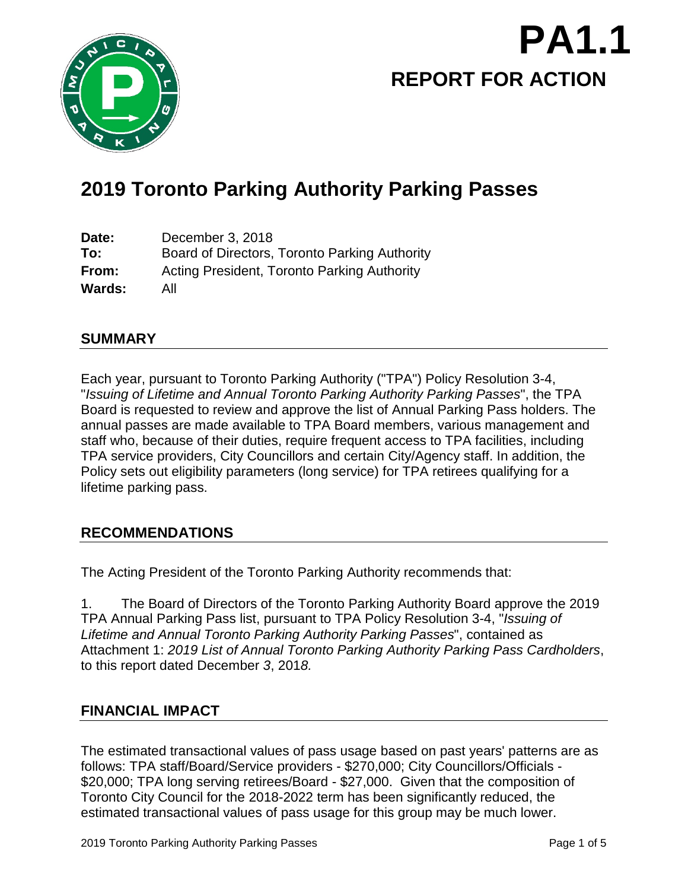# PA1.1

## REPORT FOR ACTION

# 2019 Toronto Parking Authority Parking Passes

**Date:** December 3, 2018
**To:** Board of Directors, Toronto Parking Authority
**From:** Acting President, Toronto Parking Authority
**Wards:** All

## SUMMARY

Each year, pursuant to Toronto Parking Authority ("TPA") Policy Resolution 3-4, "*Issuing of Lifetime and Annual Toronto Parking Authority Parking Passes*", the TPA Board is requested to review and approve the list of Annual Parking Pass holders. The annual passes are made available to TPA Board members, various management and staff who, because of their duties, require frequent access to TPA facilities, including TPA service providers, City Councillors and certain City/Agency staff. In addition, the Policy sets out eligibility parameters (long service) for TPA retirees qualifying for a lifetime parking pass.

## RECOMMENDATIONS

The Acting President of the Toronto Parking Authority recommends that:

1. The Board of Directors of the Toronto Parking Authority Board approve the 2019 TPA Annual Parking Pass list, pursuant to TPA Policy Resolution 3-4, "*Issuing of Lifetime and Annual Toronto Parking Authority Parking Passes*", contained as Attachment 1: *2019 List of Annual Toronto Parking Authority Parking Pass Cardholders*, to this report dated December *3*, 201*8.*

## FINANCIAL IMPACT

The estimated transactional values of pass usage based on past years' patterns are as follows: TPA staff/Board/Service providers - $270,000; City Councillors/Officials - $20,000; TPA long serving retirees/Board - $27,000. Given that the composition of Toronto City Council for the 2018-2022 term has been significantly reduced, the estimated transactional values of pass usage for this group may be much lower.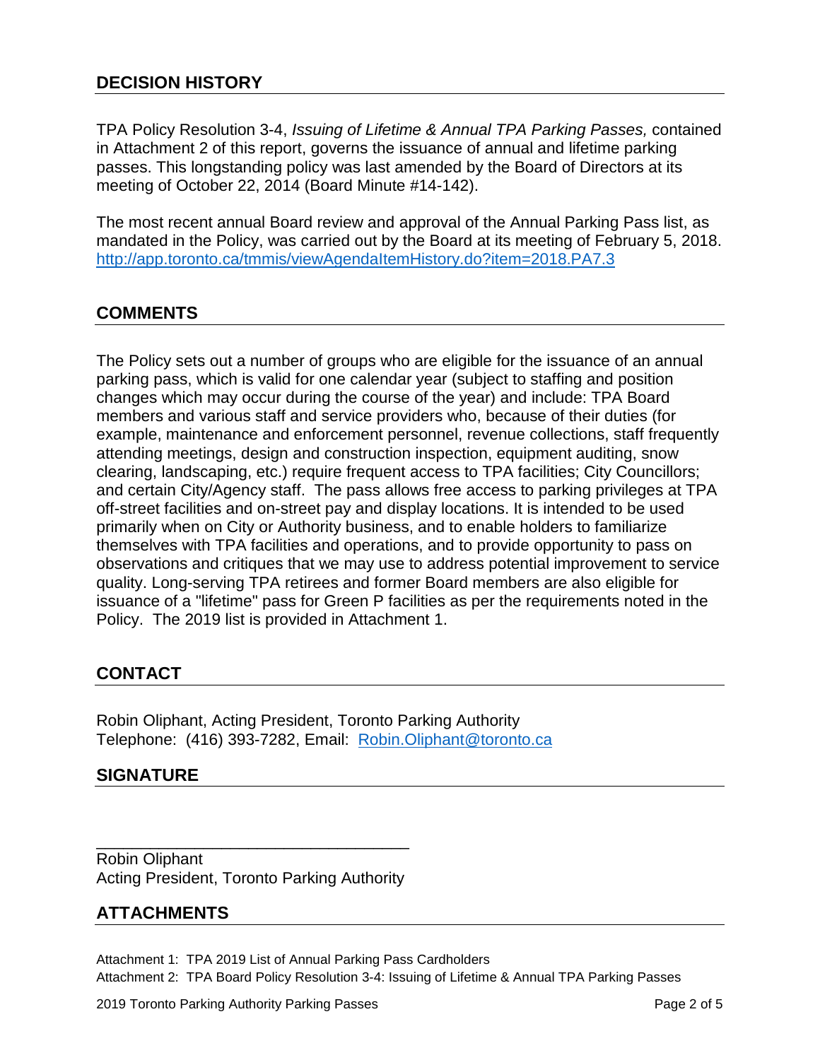## DECISION HISTORY

TPA Policy Resolution 3-4, *Issuing of Lifetime & Annual TPA Parking Passes,* contained in Attachment 2 of this report, governs the issuance of annual and lifetime parking passes. This longstanding policy was last amended by the Board of Directors at its meeting of October 22, 2014 (Board Minute #14-142).

The most recent annual Board review and approval of the Annual Parking Pass list, as mandated in the Policy, was carried out by the Board at its meeting of February 5, 2018. http://app.toronto.ca/tmmis/viewAgendaItemHistory.do?item=2018.PA7.3

## COMMENTS

The Policy sets out a number of groups who are eligible for the issuance of an annual parking pass, which is valid for one calendar year (subject to staffing and position changes which may occur during the course of the year) and include: TPA Board members and various staff and service providers who, because of their duties (for example, maintenance and enforcement personnel, revenue collections, staff frequently attending meetings, design and construction inspection, equipment auditing, snow clearing, landscaping, etc.) require frequent access to TPA facilities; City Councillors; and certain City/Agency staff. The pass allows free access to parking privileges at TPA off-street facilities and on-street pay and display locations. It is intended to be used primarily when on City or Authority business, and to enable holders to familiarize themselves with TPA facilities and operations, and to provide opportunity to pass on observations and critiques that we may use to address potential improvement to service quality. Long-serving TPA retirees and former Board members are also eligible for issuance of a "lifetime" pass for Green P facilities as per the requirements noted in the Policy. The 2019 list is provided in Attachment 1.

## CONTACT

Robin Oliphant, Acting President, Toronto Parking Authority
Telephone: (416) 393-7282, Email: Robin.Oliphant@toronto.ca

## SIGNATURE

___________________________________

Robin Oliphant
Acting President, Toronto Parking Authority

## ATTACHMENTS

Attachment 1: TPA 2019 List of Annual Parking Pass Cardholders
Attachment 2: TPA Board Policy Resolution 3-4: Issuing of Lifetime & Annual TPA Parking Passes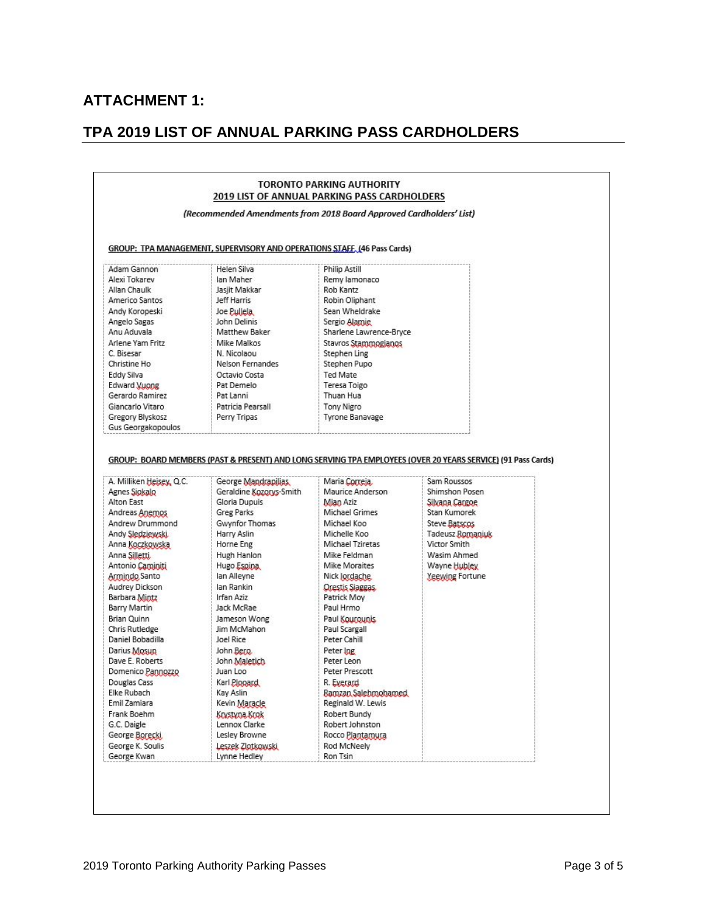## ATTACHMENT 1:

## TPA 2019 LIST OF ANNUAL PARKING PASS CARDHOLDERS

**TORONTO PARKING AUTHORITY**

**2019 LIST OF ANNUAL PARKING PASS CARDHOLDERS**

***(Recommended Amendments from 2018 Board Approved Cardholders' List)***

**GROUP: TPA MANAGEMENT, SUPERVISORY AND OPERATIONS STAFF (46 Pass Cards)**

| | | |
|---|---|---|
| Adam Gannon | Helen Silva | Philip Astill |
| Alexi Tokarev | Ian Maher | Remy Iamonaco |
| Allan Chaulk | Jasjit Makkar | Rob Kantz |
| Americo Santos | Jeff Harris | Robin Oliphant |
| Andy Koropeski | Joe Pullela | Sean Wheldrake |
| Angelo Sagas | John Delinis | Sergio Alamie |
| Anu Aduvala | Matthew Baker | Sharlene Lawrence-Bryce |
| Arlene Yam Fritz | Mike Malkos | Stavros Stammogianos |
| C. Bisesar | N. Nicolaou | Stephen Ling |
| Christine Ho | Nelson Fernandes | Stephen Pupo |
| Eddy Silva | Octavio Costa | Ted Mate |
| Edward Vuong | Pat Demelo | Teresa Toigo |
| Gerardo Ramirez | Pat Lanni | Thuan Hua |
| Giancarlo Vitaro | Patricia Pearsall | Tony Nigro |
| Gregory Blyskosz | Perry Tripas | Tyrone Banavage |
| Gus Georgakopoulos | | |

**GROUP: BOARD MEMBERS (PAST & PRESENT) AND LONG SERVING TPA EMPLOYEES (OVER 20 YEARS SERVICE) (91 Pass Cards)**

| | | | |
|---|---|---|---|
| A. Milliken Heisey, Q.C. | George Mandrapilias | Maria Correia | Sam Roussos |
| Agnes Siokalo | Geraldine Kozorys-Smith | Maurice Anderson | Shimshon Posen |
| Alton East | Gloria Dupuis | Mian Aziz | Silvana Cargoe |
| Andreas Anemos | Greg Parks | Michael Grimes | Stan Kumorek |
| Andrew Drummond | Gwynfor Thomas | Michael Koo | Steve Batscos |
| Andy Sledziewski | Harry Aslin | Michelle Koo | Tadeusz Romaniuk |
| Anna Koczkowska | Horne Eng | Michael Tziretas | Victor Smith |
| Anna Silletti | Hugh Hanlon | Mike Feldman | Wasim Ahmed |
| Antonio Caminiti | Hugo Espina | Mike Moraites | Wayne Hubley |
| Armindo Santo | Ian Alleyne | Nick Iordache | Yeewing Fortune |
| Audrey Dickson | Ian Rankin | Orestis Siaggas | |
| Barbara Mintz | Irfan Aziz | Patrick Moy | |
| Barry Martin | Jack McRae | Paul Hrmo | |
| Brian Quinn | Jameson Wong | Paul Kourounis | |
| Chris Rutledge | Jim McMahon | Paul Scargall | |
| Daniel Bobadilla | Joel Rice | Peter Cahill | |
| Darius Mosun | John Bero | Peter Ing | |
| Dave E. Roberts | John Maletich | Peter Leon | |
| Domenico Pannozzo | Juan Loo | Peter Prescott | |
| Douglas Cass | Karl Ploaard | R. Everard | |
| Elke Rubach | Kay Aslin | Ramzan Salehmohamed | |
| Emil Zamiara | Kevin Maracle | Reginald W. Lewis | |
| Frank Boehm | Krystyna Krok | Robert Bundy | |
| G.C. Daigle | Lennox Clarke | Robert Johnston | |
| George Borecki | Lesley Browne | Rocco Plantamura | |
| George K. Soulis | Leszek Zlotkowski | Rod McNeely | |
| George Kwan | Lynne Hedley | Ron Tsin | |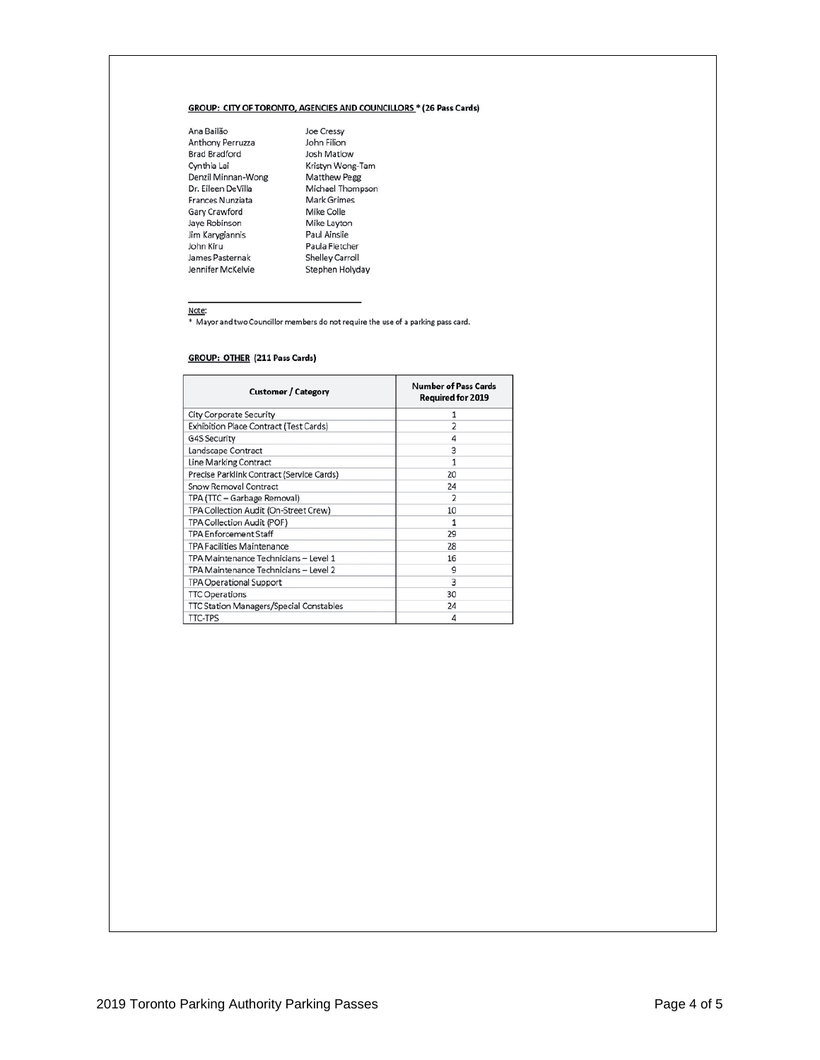**GROUP: CITY OF TORONTO, AGENCIES AND COUNCILLORS * (26 Pass Cards)**

Ana Bailão
Anthony Perruzza
Brad Bradford
Cynthia Lai
Denzil Minnan-Wong
Dr. Eileen DeVilla
Frances Nunziata
Gary Crawford
Jaye Robinson
Jim Karygiannis
John Kiru
James Pasternak
Jennifer McKelvie
Joe Cressy
John Filion
Josh Matlow
Kristyn Wong-Tam
Matthew Pegg
Michael Thompson
Mark Grimes
Mike Colle
Mike Layton
Paul Ainslie
Paula Fletcher
Shelley Carroll
Stephen Holyday

---

Note:
* Mayor and two Councillor members do not require the use of a parking pass card.

**GROUP: OTHER (211 Pass Cards)**

| Customer / Category | Number of Pass Cards Required for 2019 |
|---|---|
| City Corporate Security | 1 |
| Exhibition Place Contract (Test Cards) | 2 |
| G4S Security | 4 |
| Landscape Contract | 3 |
| Line Marking Contract | 1 |
| Precise Parklink Contract (Service Cards) | 20 |
| Snow Removal Contract | 24 |
| TPA (TTC – Garbage Removal) | 2 |
| TPA Collection Audit (On-Street Crew) | 10 |
| TPA Collection Audit (POF) | 1 |
| TPA Enforcement Staff | 29 |
| TPA Facilities Maintenance | 28 |
| TPA Maintenance Technicians – Level 1 | 16 |
| TPA Maintenance Technicians – Level 2 | 9 |
| TPA Operational Support | 3 |
| TTC Operations | 30 |
| TTC Station Managers/Special Constables | 24 |
| TTC-TPS | 4 |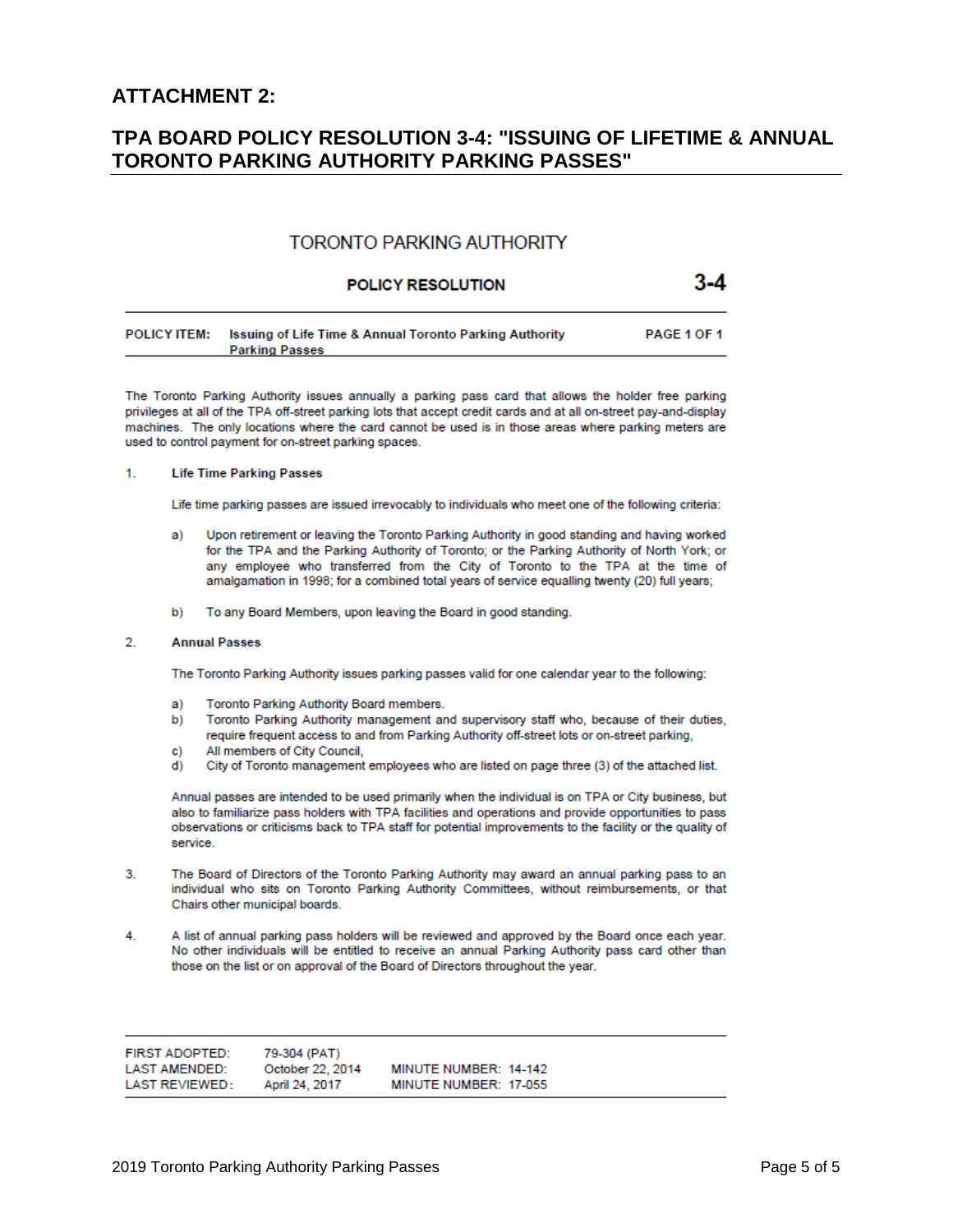## ATTACHMENT 2:

## TPA BOARD POLICY RESOLUTION 3-4: "ISSUING OF LIFETIME & ANNUAL TORONTO PARKING AUTHORITY PARKING PASSES"

### TORONTO PARKING AUTHORITY

**POLICY RESOLUTION** **3-4**

**POLICY ITEM:** **Issuing of Life Time & Annual Toronto Parking Authority Parking Passes** **PAGE 1 OF 1**

The Toronto Parking Authority issues annually a parking pass card that allows the holder free parking privileges at all of the TPA off-street parking lots that accept credit cards and at all on-street pay-and-display machines. The only locations where the card cannot be used is in those areas where parking meters are used to control payment for on-street parking spaces.

1. **Life Time Parking Passes**

   Life time parking passes are issued irrevocably to individuals who meet one of the following criteria:

   a) Upon retirement or leaving the Toronto Parking Authority in good standing and having worked for the TPA and the Parking Authority of Toronto; or the Parking Authority of North York; or any employee who transferred from the City of Toronto to the TPA at the time of amalgamation in 1998; for a combined total years of service equalling twenty (20) full years;

   b) To any Board Members, upon leaving the Board in good standing.

2. **Annual Passes**

   The Toronto Parking Authority issues parking passes valid for one calendar year to the following:

   a) Toronto Parking Authority Board members.
   b) Toronto Parking Authority management and supervisory staff who, because of their duties, require frequent access to and from Parking Authority off-street lots or on-street parking,
   c) All members of City Council,
   d) City of Toronto management employees who are listed on page three (3) of the attached list.

   Annual passes are intended to be used primarily when the individual is on TPA or City business, but also to familiarize pass holders with TPA facilities and operations and provide opportunities to pass observations or criticisms back to TPA staff for potential improvements to the facility or the quality of service.

3. The Board of Directors of the Toronto Parking Authority may award an annual parking pass to an individual who sits on Toronto Parking Authority Committees, without reimbursements, or that Chairs other municipal boards.

4. A list of annual parking pass holders will be reviewed and approved by the Board once each year. No other individuals will be entitled to receive an annual Parking Authority pass card other than those on the list or on approval of the Board of Directors throughout the year.

| | | |
|---|---|---|
| FIRST ADOPTED: | 79-304 (PAT) | |
| LAST AMENDED: | October 22, 2014 | MINUTE NUMBER: 14-142 |
| LAST REVIEWED: | April 24, 2017 | MINUTE NUMBER: 17-055 |